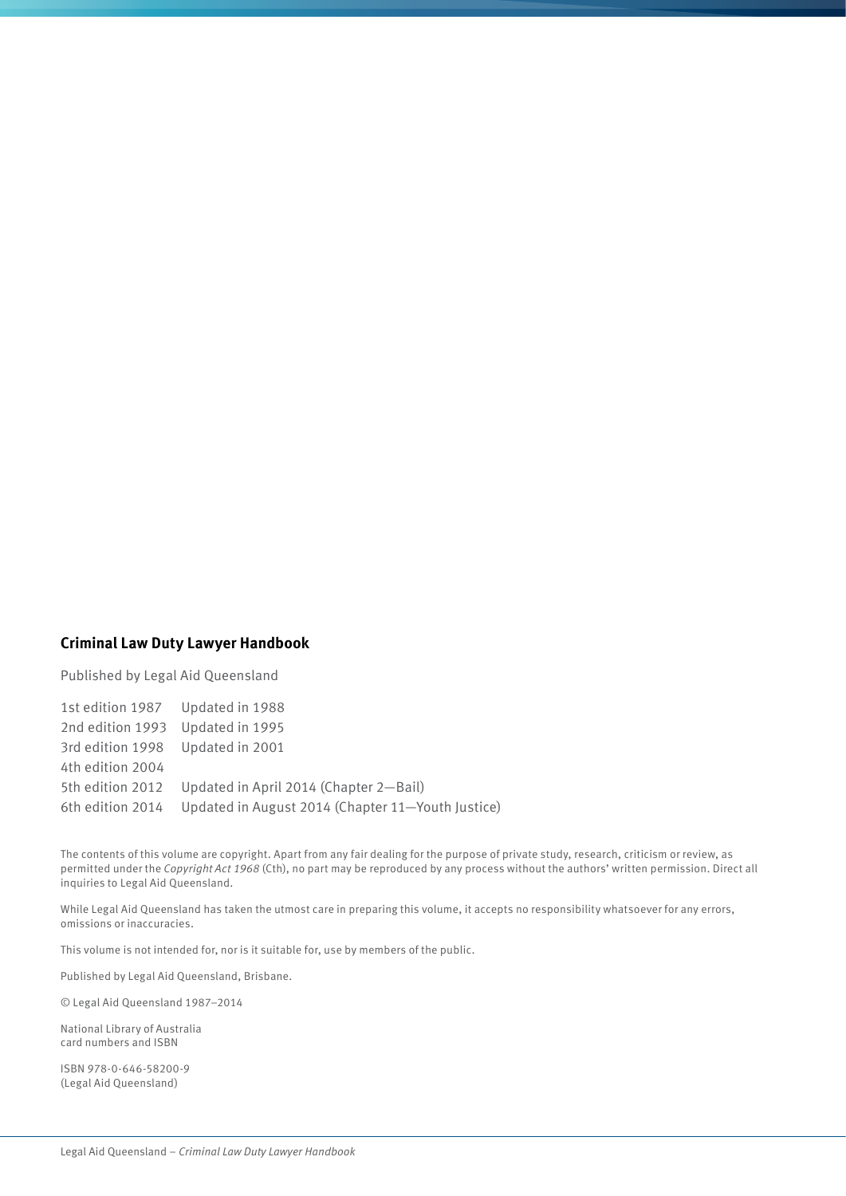**Criminal Law Duty Lawyer Handbook**

Published by Legal Aid Queensland

| | |
|---|---|
| 1st edition 1987 | Updated in 1988 |
| 2nd edition 1993 | Updated in 1995 |
| 3rd edition 1998 | Updated in 2001 |
| 4th edition 2004 | |
| 5th edition 2012 | Updated in April 2014 (Chapter 2—Bail) |
| 6th edition 2014 | Updated in August 2014 (Chapter 11—Youth Justice) |

The contents of this volume are copyright. Apart from any fair dealing for the purpose of private study, research, criticism or review, as permitted under the *Copyright Act 1968* (Cth), no part may be reproduced by any process without the authors' written permission. Direct all inquiries to Legal Aid Queensland.

While Legal Aid Queensland has taken the utmost care in preparing this volume, it accepts no responsibility whatsoever for any errors, omissions or inaccuracies.

This volume is not intended for, nor is it suitable for, use by members of the public.

Published by Legal Aid Queensland, Brisbane.

© Legal Aid Queensland 1987–2014

National Library of Australia
card numbers and ISBN

ISBN 978-0-646-58200-9
(Legal Aid Queensland)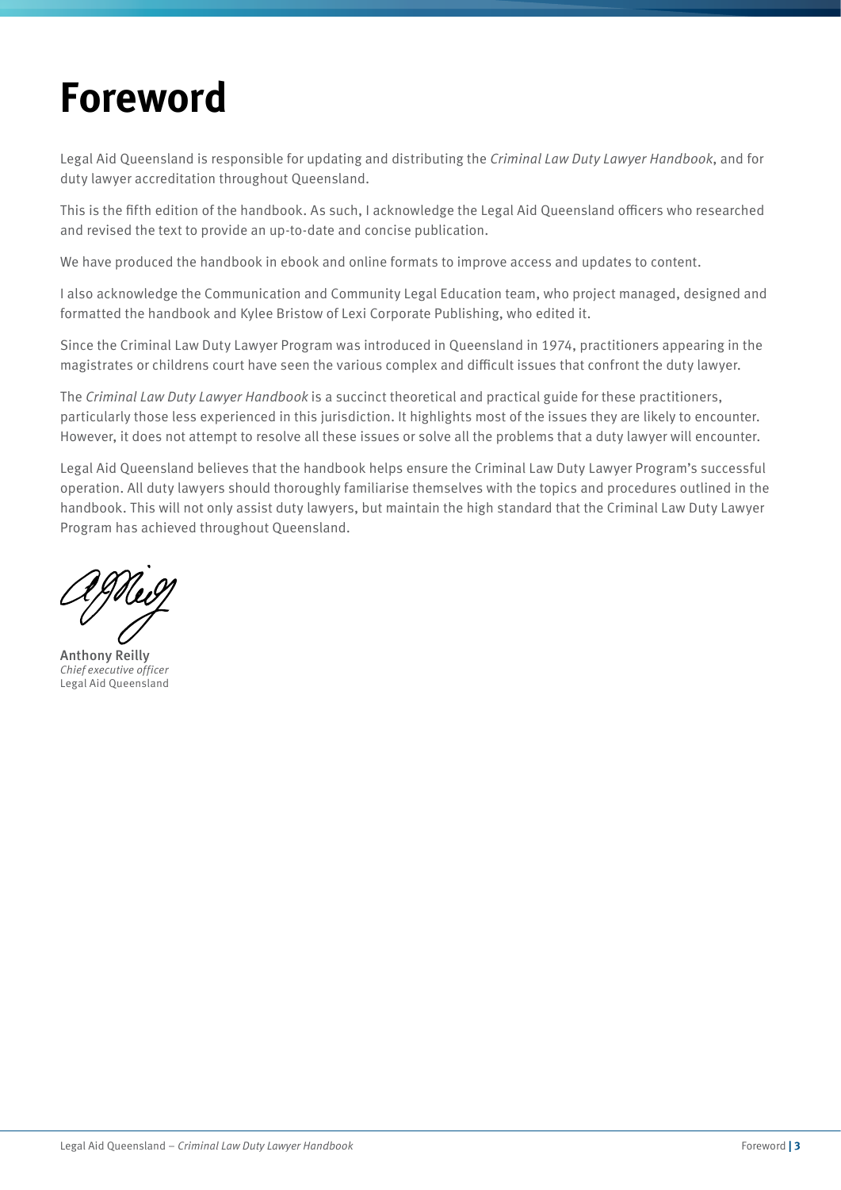# Foreword

Legal Aid Queensland is responsible for updating and distributing the *Criminal Law Duty Lawyer Handbook*, and for duty lawyer accreditation throughout Queensland.

This is the fifth edition of the handbook. As such, I acknowledge the Legal Aid Queensland officers who researched and revised the text to provide an up-to-date and concise publication.

We have produced the handbook in ebook and online formats to improve access and updates to content.

I also acknowledge the Communication and Community Legal Education team, who project managed, designed and formatted the handbook and Kylee Bristow of Lexi Corporate Publishing, who edited it.

Since the Criminal Law Duty Lawyer Program was introduced in Queensland in 1974, practitioners appearing in the magistrates or childrens court have seen the various complex and difficult issues that confront the duty lawyer.

The *Criminal Law Duty Lawyer Handbook* is a succinct theoretical and practical guide for these practitioners, particularly those less experienced in this jurisdiction. It highlights most of the issues they are likely to encounter. However, it does not attempt to resolve all these issues or solve all the problems that a duty lawyer will encounter.

Legal Aid Queensland believes that the handbook helps ensure the Criminal Law Duty Lawyer Program's successful operation. All duty lawyers should thoroughly familiarise themselves with the topics and procedures outlined in the handbook. This will not only assist duty lawyers, but maintain the high standard that the Criminal Law Duty Lawyer Program has achieved throughout Queensland.

Anthony Reilly
*Chief executive officer*
Legal Aid Queensland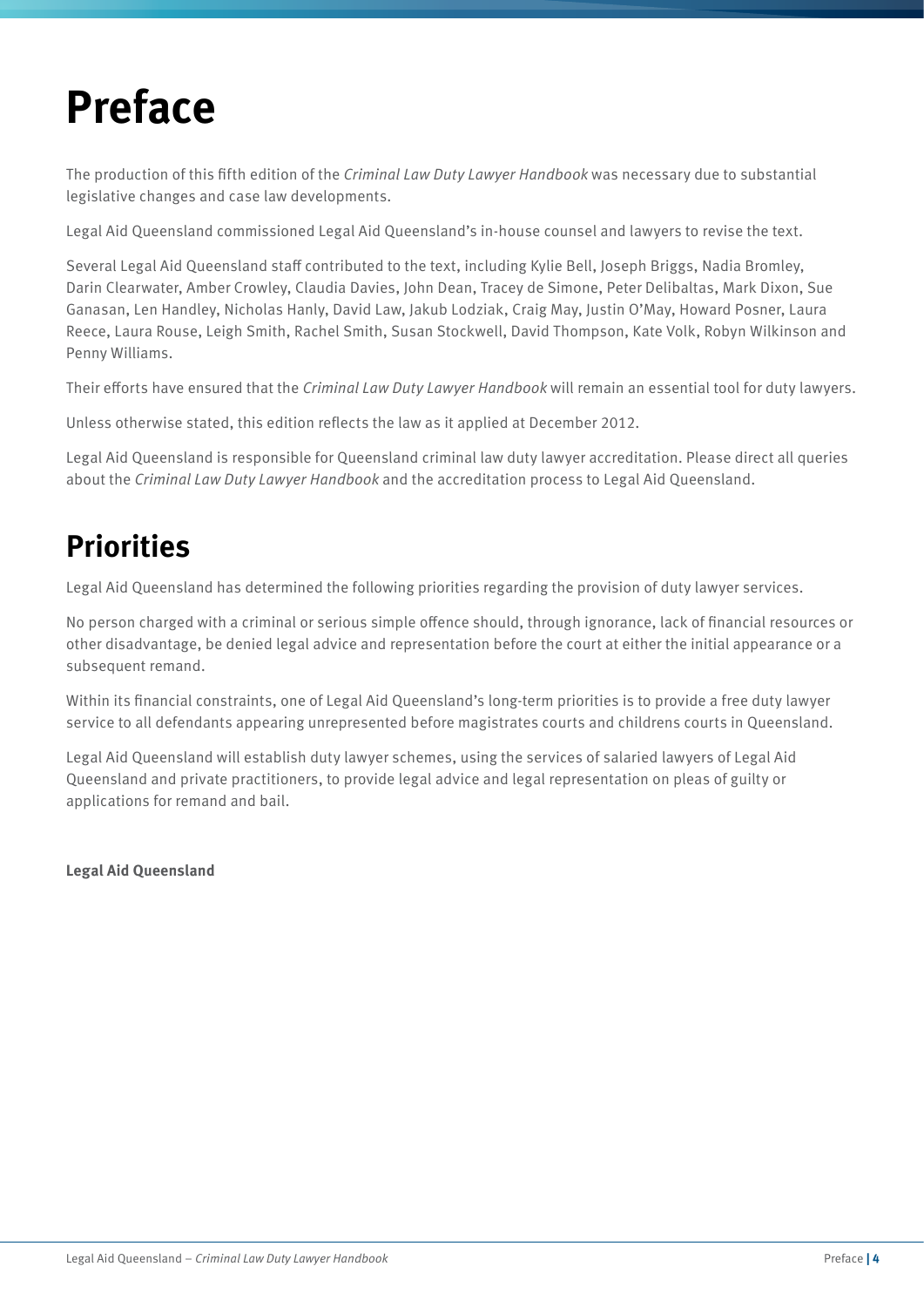# Preface

The production of this fifth edition of the *Criminal Law Duty Lawyer Handbook* was necessary due to substantial legislative changes and case law developments.

Legal Aid Queensland commissioned Legal Aid Queensland's in-house counsel and lawyers to revise the text.

Several Legal Aid Queensland staff contributed to the text, including Kylie Bell, Joseph Briggs, Nadia Bromley, Darin Clearwater, Amber Crowley, Claudia Davies, John Dean, Tracey de Simone, Peter Delibaltas, Mark Dixon, Sue Ganasan, Len Handley, Nicholas Hanly, David Law, Jakub Lodziak, Craig May, Justin O'May, Howard Posner, Laura Reece, Laura Rouse, Leigh Smith, Rachel Smith, Susan Stockwell, David Thompson, Kate Volk, Robyn Wilkinson and Penny Williams.

Their efforts have ensured that the *Criminal Law Duty Lawyer Handbook* will remain an essential tool for duty lawyers.

Unless otherwise stated, this edition reflects the law as it applied at December 2012.

Legal Aid Queensland is responsible for Queensland criminal law duty lawyer accreditation. Please direct all queries about the *Criminal Law Duty Lawyer Handbook* and the accreditation process to Legal Aid Queensland.

## Priorities

Legal Aid Queensland has determined the following priorities regarding the provision of duty lawyer services.

No person charged with a criminal or serious simple offence should, through ignorance, lack of financial resources or other disadvantage, be denied legal advice and representation before the court at either the initial appearance or a subsequent remand.

Within its financial constraints, one of Legal Aid Queensland's long-term priorities is to provide a free duty lawyer service to all defendants appearing unrepresented before magistrates courts and childrens courts in Queensland.

Legal Aid Queensland will establish duty lawyer schemes, using the services of salaried lawyers of Legal Aid Queensland and private practitioners, to provide legal advice and legal representation on pleas of guilty or applications for remand and bail.

**Legal Aid Queensland**